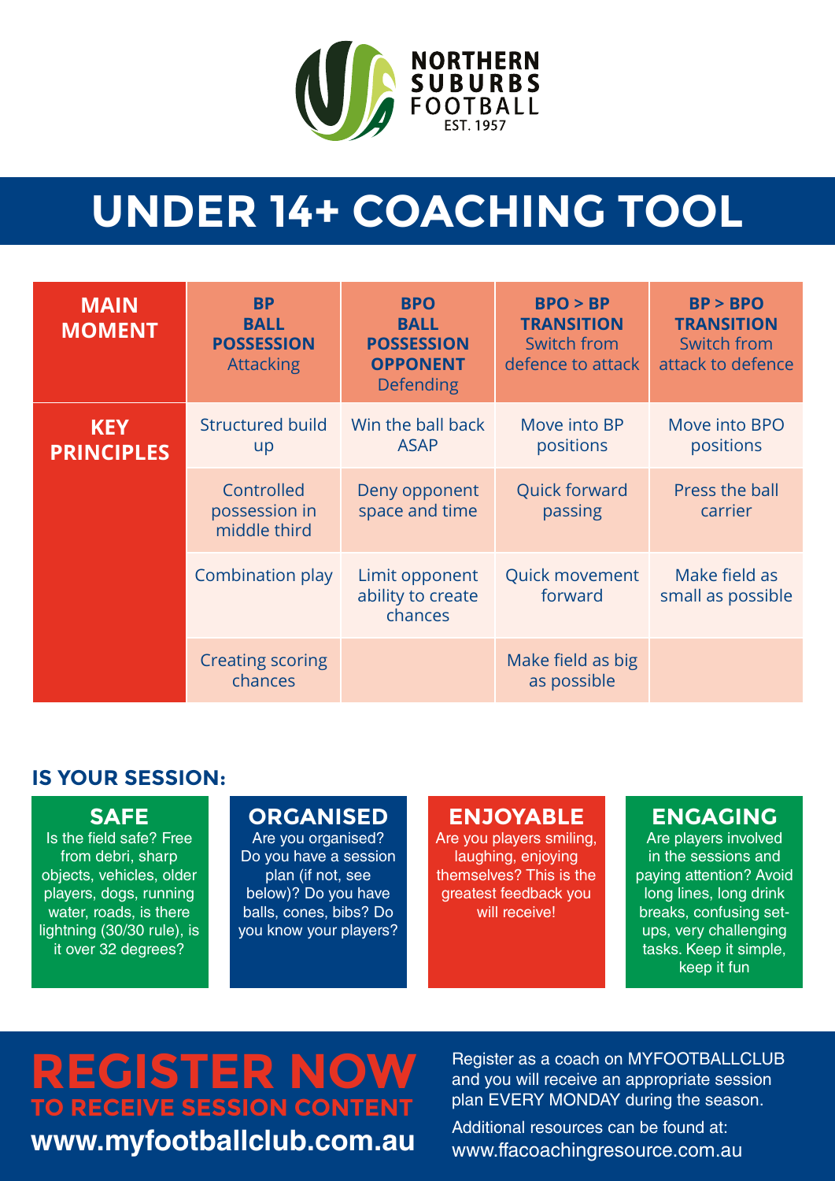NORTHERN SUBURBS FOOTBALL
EST. 1957

# UNDER 14+ COACHING TOOL

| MAIN MOMENT | **BP BALL POSSESSION** Attacking | **BPO BALL POSSESSION OPPONENT** Defending | **BPO > BP TRANSITION** Switch from defence to attack | **BP > BPO TRANSITION** Switch from attack to defence |
|---|---|---|---|---|
| **KEY PRINCIPLES** | Structured build up | Win the ball back ASAP | Move into BP positions | Move into BPO positions |
| | Controlled possession in middle third | Deny opponent space and time | Quick forward passing | Press the ball carrier |
| | Combination play | Limit opponent ability to create chances | Quick movement forward | Make field as small as possible |
| | Creating scoring chances | | Make field as big as possible | |

## IS YOUR SESSION:

**SAFE**
Is the field safe? Free from debri, sharp objects, vehicles, older players, dogs, running water, roads, is there lightning (30/30 rule), is it over 32 degrees?

**ORGANISED**
Are you organised? Do you have a session plan (if not, see below)? Do you have balls, cones, bibs? Do you know your players?

**ENJOYABLE**
Are you players smiling, laughing, enjoying themselves? This is the greatest feedback you will receive!

**ENGAGING**
Are players involved in the sessions and paying attention? Avoid long lines, long drink breaks, confusing set-ups, very challenging tasks. Keep it simple, keep it fun

# REGISTER NOW
## TO RECEIVE SESSION CONTENT
**www.myfootballclub.com.au**

Register as a coach on MYFOOTBALLCLUB and you will receive an appropriate session plan EVERY MONDAY during the season.

Additional resources can be found at: www.ffacoachingresource.com.au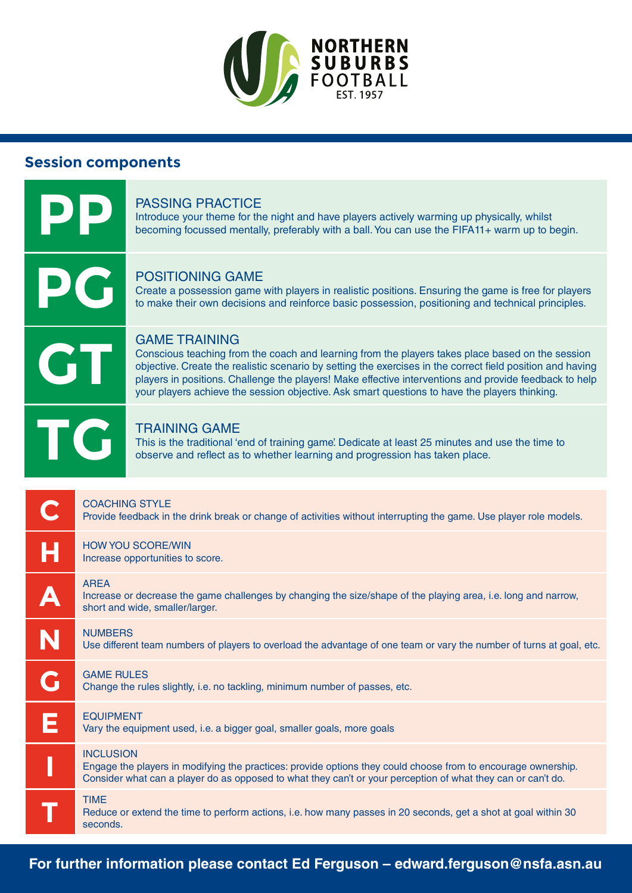NORTHERN SUBURBS FOOTBALL
EST. 1957

## Session components

**PP**

PASSING PRACTICE
Introduce your theme for the night and have players actively warming up physically, whilst becoming focussed mentally, preferably with a ball. You can use the FIFA11+ warm up to begin.

**PG**

POSITIONING GAME
Create a possession game with players in realistic positions. Ensuring the game is free for players to make their own decisions and reinforce basic possession, positioning and technical principles.

**GT**

GAME TRAINING
Conscious teaching from the coach and learning from the players takes place based on the session objective. Create the realistic scenario by setting the exercises in the correct field position and having players in positions. Challenge the players! Make effective interventions and provide feedback to help your players achieve the session objective. Ask smart questions to have the players thinking.

**TG**

TRAINING GAME
This is the traditional 'end of training game'. Dedicate at least 25 minutes and use the time to observe and reflect as to whether learning and progression has taken place.

**C**

COACHING STYLE
Provide feedback in the drink break or change of activities without interrupting the game. Use player role models.

**H**

HOW YOU SCORE/WIN
Increase opportunities to score.

**A**

AREA
Increase or decrease the game challenges by changing the size/shape of the playing area, i.e. long and narrow, short and wide, smaller/larger.

**N**

NUMBERS
Use different team numbers of players to overload the advantage of one team or vary the number of turns at goal, etc.

**G**

GAME RULES
Change the rules slightly, i.e. no tackling, minimum number of passes, etc.

**E**

EQUIPMENT
Vary the equipment used, i.e. a bigger goal, smaller goals, more goals

**I**

INCLUSION
Engage the players in modifying the practices: provide options they could choose from to encourage ownership. Consider what can a player do as opposed to what they can't or your perception of what they can or can't do.

**T**

TIME
Reduce or extend the time to perform actions, i.e. how many passes in 20 seconds, get a shot at goal within 30 seconds.

**For further information please contact Ed Ferguson – edward.ferguson@nsfa.asn.au**